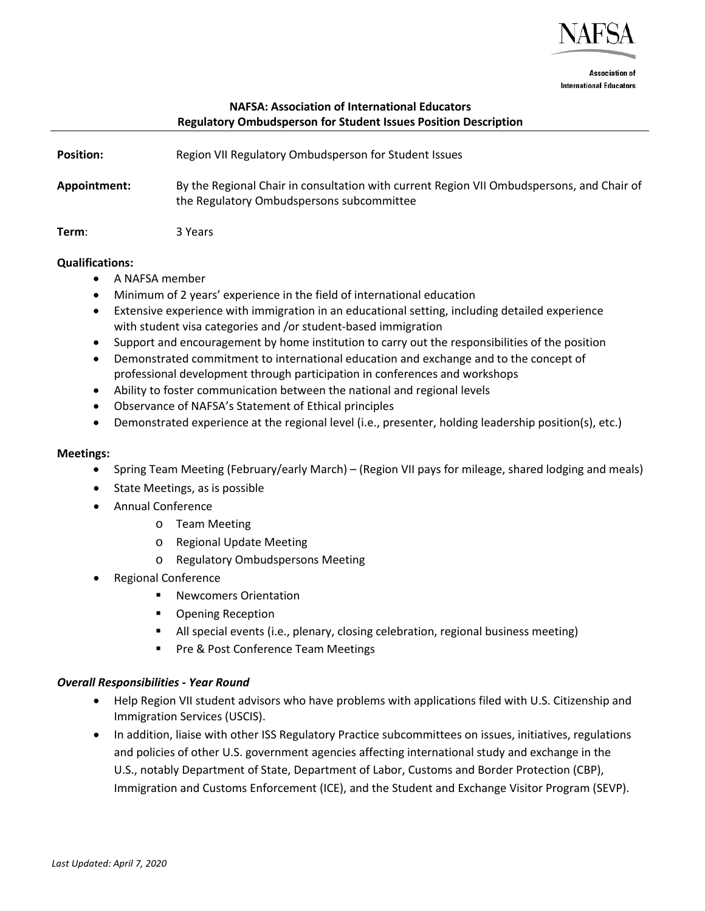NAFSA

Association of International Educators

# NAFSA: Association of International Educators
## Regulatory Ombudsperson for Student Issues Position Description

**Position:** Region VII Regulatory Ombudsperson for Student Issues

**Appointment:** By the Regional Chair in consultation with current Region VII Ombudspersons, and Chair of the Regulatory Ombudspersons subcommittee

**Term**: 3 Years

**Qualifications:**

- A NAFSA member
- Minimum of 2 years' experience in the field of international education
- Extensive experience with immigration in an educational setting, including detailed experience with student visa categories and /or student-based immigration
- Support and encouragement by home institution to carry out the responsibilities of the position
- Demonstrated commitment to international education and exchange and to the concept of professional development through participation in conferences and workshops
- Ability to foster communication between the national and regional levels
- Observance of NAFSA's Statement of Ethical principles
- Demonstrated experience at the regional level (i.e., presenter, holding leadership position(s), etc.)

**Meetings:**

- Spring Team Meeting (February/early March) – (Region VII pays for mileage, shared lodging and meals)
- State Meetings, as is possible
- Annual Conference
  - Team Meeting
  - Regional Update Meeting
  - Regulatory Ombudspersons Meeting
- Regional Conference
  - Newcomers Orientation
  - Opening Reception
  - All special events (i.e., plenary, closing celebration, regional business meeting)
  - Pre & Post Conference Team Meetings

***Overall Responsibilities - Year Round***

- Help Region VII student advisors who have problems with applications filed with U.S. Citizenship and Immigration Services (USCIS).
- In addition, liaise with other ISS Regulatory Practice subcommittees on issues, initiatives, regulations and policies of other U.S. government agencies affecting international study and exchange in the U.S., notably Department of State, Department of Labor, Customs and Border Protection (CBP), Immigration and Customs Enforcement (ICE), and the Student and Exchange Visitor Program (SEVP).

*Last Updated: April 7, 2020*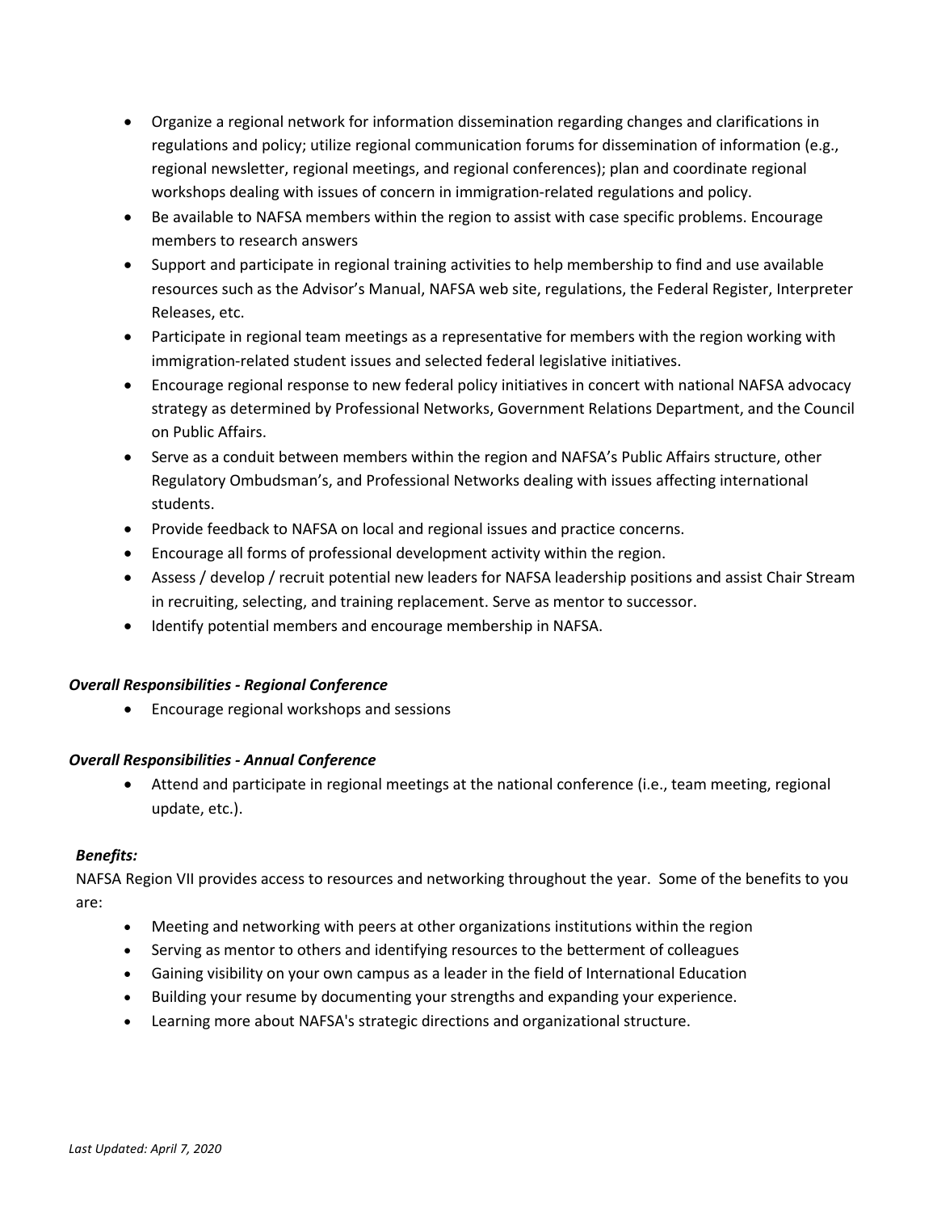- Organize a regional network for information dissemination regarding changes and clarifications in regulations and policy; utilize regional communication forums for dissemination of information (e.g., regional newsletter, regional meetings, and regional conferences); plan and coordinate regional workshops dealing with issues of concern in immigration-related regulations and policy.
- Be available to NAFSA members within the region to assist with case specific problems. Encourage members to research answers
- Support and participate in regional training activities to help membership to find and use available resources such as the Advisor's Manual, NAFSA web site, regulations, the Federal Register, Interpreter Releases, etc.
- Participate in regional team meetings as a representative for members with the region working with immigration-related student issues and selected federal legislative initiatives.
- Encourage regional response to new federal policy initiatives in concert with national NAFSA advocacy strategy as determined by Professional Networks, Government Relations Department, and the Council on Public Affairs.
- Serve as a conduit between members within the region and NAFSA's Public Affairs structure, other Regulatory Ombudsman's, and Professional Networks dealing with issues affecting international students.
- Provide feedback to NAFSA on local and regional issues and practice concerns.
- Encourage all forms of professional development activity within the region.
- Assess / develop / recruit potential new leaders for NAFSA leadership positions and assist Chair Stream in recruiting, selecting, and training replacement. Serve as mentor to successor.
- Identify potential members and encourage membership in NAFSA.

***Overall Responsibilities - Regional Conference***

- Encourage regional workshops and sessions

***Overall Responsibilities - Annual Conference***

- Attend and participate in regional meetings at the national conference (i.e., team meeting, regional update, etc.).

***Benefits:***

NAFSA Region VII provides access to resources and networking throughout the year. Some of the benefits to you are:

- Meeting and networking with peers at other organizations institutions within the region
- Serving as mentor to others and identifying resources to the betterment of colleagues
- Gaining visibility on your own campus as a leader in the field of International Education
- Building your resume by documenting your strengths and expanding your experience.
- Learning more about NAFSA's strategic directions and organizational structure.

*Last Updated: April 7, 2020*